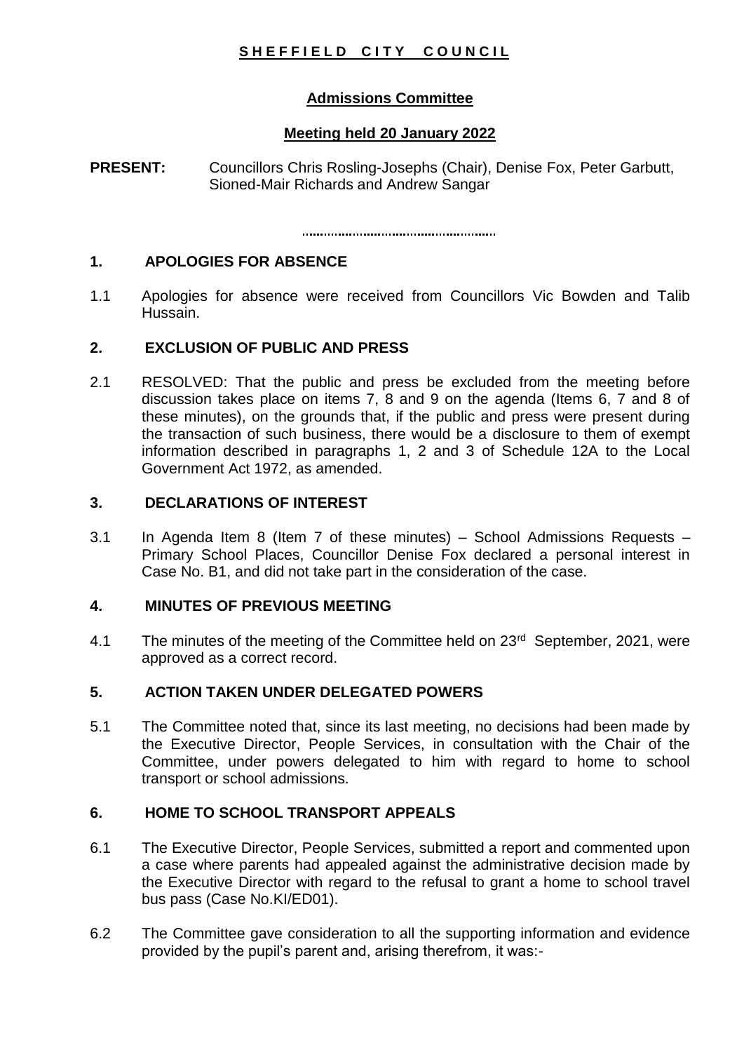**SHEFFIELD CITY COUNCIL**

**Admissions Committee**

**Meeting held 20 January 2022**

**PRESENT:** Councillors Chris Rosling-Josephs (Chair), Denise Fox, Peter Garbutt, Sioned-Mair Richards and Andrew Sangar

.....................................................

## 1. APOLOGIES FOR ABSENCE

1.1 Apologies for absence were received from Councillors Vic Bowden and Talib Hussain.

## 2. EXCLUSION OF PUBLIC AND PRESS

2.1 RESOLVED: That the public and press be excluded from the meeting before discussion takes place on items 7, 8 and 9 on the agenda (Items 6, 7 and 8 of these minutes), on the grounds that, if the public and press were present during the transaction of such business, there would be a disclosure to them of exempt information described in paragraphs 1, 2 and 3 of Schedule 12A to the Local Government Act 1972, as amended.

## 3. DECLARATIONS OF INTEREST

3.1 In Agenda Item 8 (Item 7 of these minutes) – School Admissions Requests – Primary School Places, Councillor Denise Fox declared a personal interest in Case No. B1, and did not take part in the consideration of the case.

## 4. MINUTES OF PREVIOUS MEETING

4.1 The minutes of the meeting of the Committee held on 23rd September, 2021, were approved as a correct record.

## 5. ACTION TAKEN UNDER DELEGATED POWERS

5.1 The Committee noted that, since its last meeting, no decisions had been made by the Executive Director, People Services, in consultation with the Chair of the Committee, under powers delegated to him with regard to home to school transport or school admissions.

## 6. HOME TO SCHOOL TRANSPORT APPEALS

6.1 The Executive Director, People Services, submitted a report and commented upon a case where parents had appealed against the administrative decision made by the Executive Director with regard to the refusal to grant a home to school travel bus pass (Case No.KI/ED01).

6.2 The Committee gave consideration to all the supporting information and evidence provided by the pupil's parent and, arising therefrom, it was:-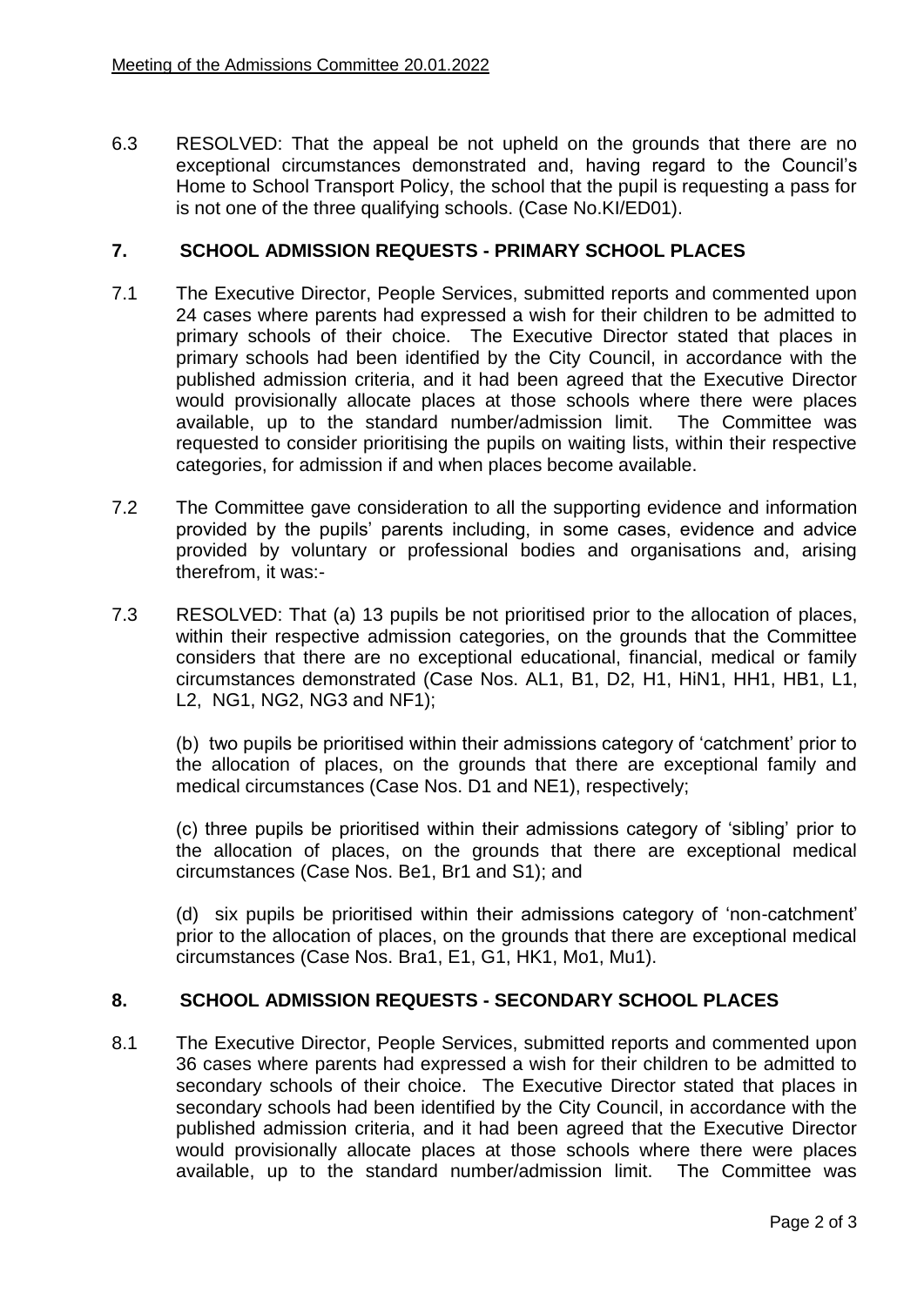6.3 RESOLVED: That the appeal be not upheld on the grounds that there are no exceptional circumstances demonstrated and, having regard to the Council's Home to School Transport Policy, the school that the pupil is requesting a pass for is not one of the three qualifying schools. (Case No.KI/ED01).

## 7. SCHOOL ADMISSION REQUESTS - PRIMARY SCHOOL PLACES

7.1 The Executive Director, People Services, submitted reports and commented upon 24 cases where parents had expressed a wish for their children to be admitted to primary schools of their choice. The Executive Director stated that places in primary schools had been identified by the City Council, in accordance with the published admission criteria, and it had been agreed that the Executive Director would provisionally allocate places at those schools where there were places available, up to the standard number/admission limit. The Committee was requested to consider prioritising the pupils on waiting lists, within their respective categories, for admission if and when places become available.

7.2 The Committee gave consideration to all the supporting evidence and information provided by the pupils' parents including, in some cases, evidence and advice provided by voluntary or professional bodies and organisations and, arising therefrom, it was:-

7.3 RESOLVED: That (a) 13 pupils be not prioritised prior to the allocation of places, within their respective admission categories, on the grounds that the Committee considers that there are no exceptional educational, financial, medical or family circumstances demonstrated (Case Nos. AL1, B1, D2, H1, HiN1, HH1, HB1, L1, L2, NG1, NG2, NG3 and NF1);

(b) two pupils be prioritised within their admissions category of 'catchment' prior to the allocation of places, on the grounds that there are exceptional family and medical circumstances (Case Nos. D1 and NE1), respectively;

(c) three pupils be prioritised within their admissions category of 'sibling' prior to the allocation of places, on the grounds that there are exceptional medical circumstances (Case Nos. Be1, Br1 and S1); and

(d) six pupils be prioritised within their admissions category of 'non-catchment' prior to the allocation of places, on the grounds that there are exceptional medical circumstances (Case Nos. Bra1, E1, G1, HK1, Mo1, Mu1).

## 8. SCHOOL ADMISSION REQUESTS - SECONDARY SCHOOL PLACES

8.1 The Executive Director, People Services, submitted reports and commented upon 36 cases where parents had expressed a wish for their children to be admitted to secondary schools of their choice. The Executive Director stated that places in secondary schools had been identified by the City Council, in accordance with the published admission criteria, and it had been agreed that the Executive Director would provisionally allocate places at those schools where there were places available, up to the standard number/admission limit. The Committee was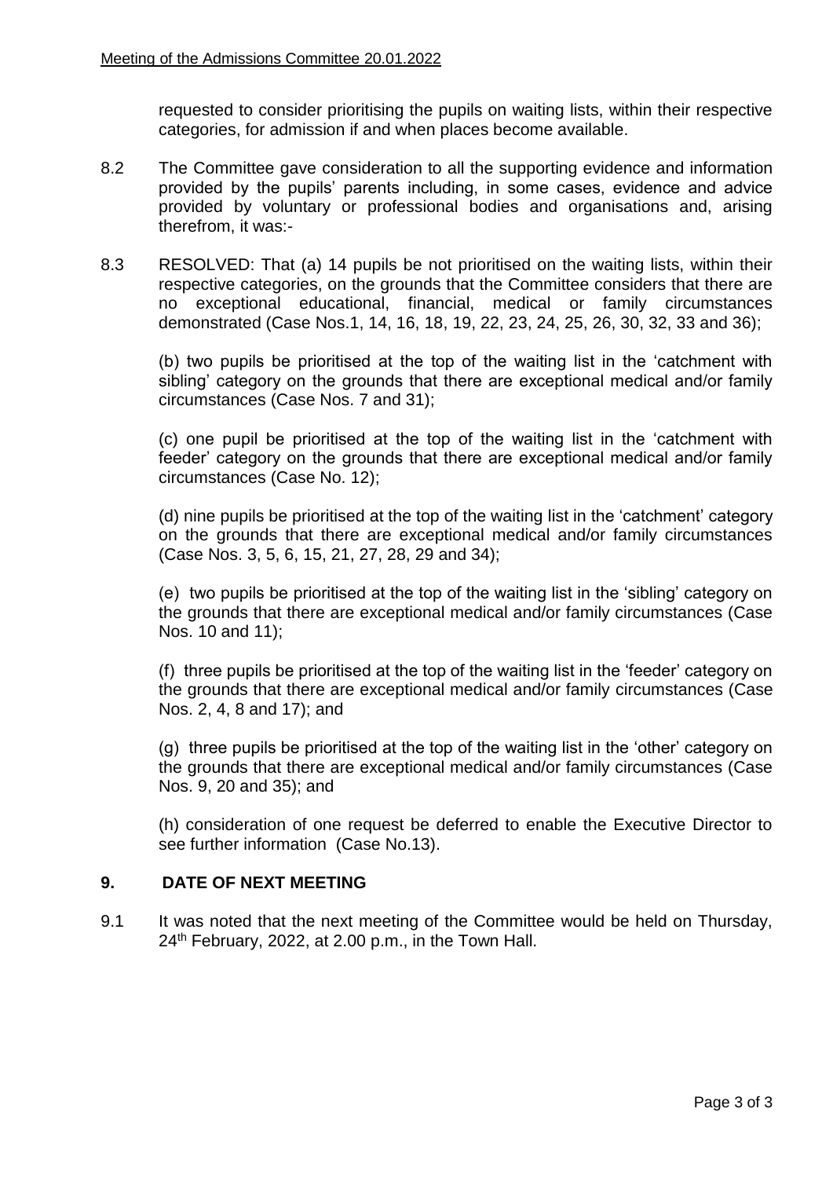requested to consider prioritising the pupils on waiting lists, within their respective categories, for admission if and when places become available.

8.2 The Committee gave consideration to all the supporting evidence and information provided by the pupils' parents including, in some cases, evidence and advice provided by voluntary or professional bodies and organisations and, arising therefrom, it was:-

8.3 RESOLVED: That (a) 14 pupils be not prioritised on the waiting lists, within their respective categories, on the grounds that the Committee considers that there are no exceptional educational, financial, medical or family circumstances demonstrated (Case Nos.1, 14, 16, 18, 19, 22, 23, 24, 25, 26, 30, 32, 33 and 36);

(b) two pupils be prioritised at the top of the waiting list in the 'catchment with sibling' category on the grounds that there are exceptional medical and/or family circumstances (Case Nos. 7 and 31);

(c) one pupil be prioritised at the top of the waiting list in the 'catchment with feeder' category on the grounds that there are exceptional medical and/or family circumstances (Case No. 12);

(d) nine pupils be prioritised at the top of the waiting list in the 'catchment' category on the grounds that there are exceptional medical and/or family circumstances (Case Nos. 3, 5, 6, 15, 21, 27, 28, 29 and 34);

(e) two pupils be prioritised at the top of the waiting list in the 'sibling' category on the grounds that there are exceptional medical and/or family circumstances (Case Nos. 10 and 11);

(f) three pupils be prioritised at the top of the waiting list in the 'feeder' category on the grounds that there are exceptional medical and/or family circumstances (Case Nos. 2, 4, 8 and 17); and

(g) three pupils be prioritised at the top of the waiting list in the 'other' category on the grounds that there are exceptional medical and/or family circumstances (Case Nos. 9, 20 and 35); and

(h) consideration of one request be deferred to enable the Executive Director to see further information (Case No.13).

## 9. DATE OF NEXT MEETING

9.1 It was noted that the next meeting of the Committee would be held on Thursday, 24th February, 2022, at 2.00 p.m., in the Town Hall.